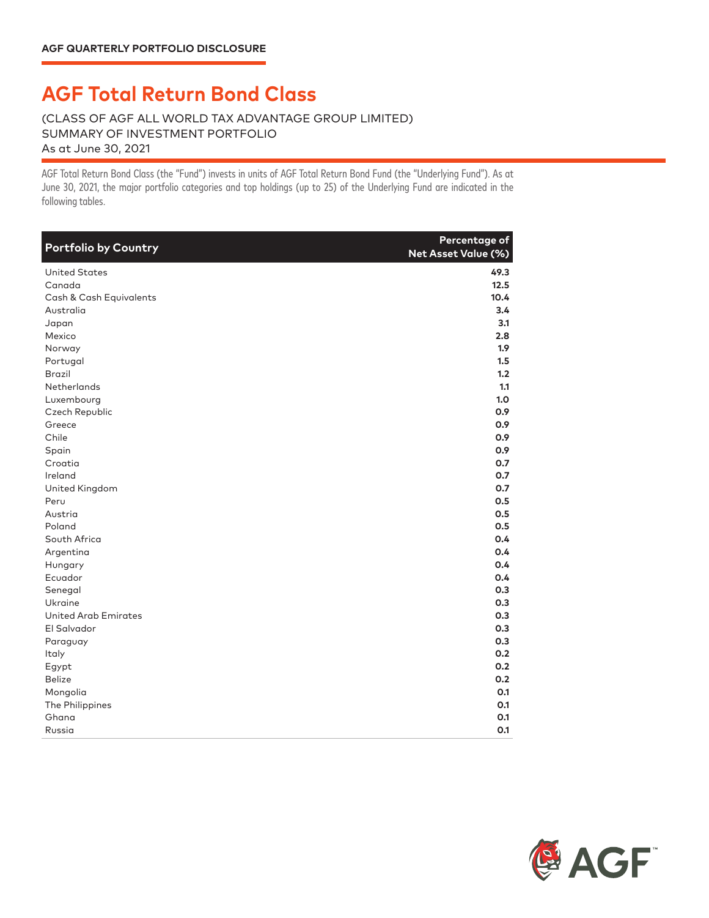AGF QUARTERLY PORTFOLIO DISCLOSURE

# AGF Total Return Bond Class

(CLASS OF AGF ALL WORLD TAX ADVANTAGE GROUP LIMITED)
SUMMARY OF INVESTMENT PORTFOLIO
As at June 30, 2021

AGF Total Return Bond Class (the "Fund") invests in units of AGF Total Return Bond Fund (the "Underlying Fund"). As at June 30, 2021, the major portfolio categories and top holdings (up to 25) of the Underlying Fund are indicated in the following tables.

| Portfolio by Country | Percentage of Net Asset Value (%) |
|---|---|
| United States | **49.3** |
| Canada | **12.5** |
| Cash & Cash Equivalents | **10.4** |
| Australia | **3.4** |
| Japan | **3.1** |
| Mexico | **2.8** |
| Norway | **1.9** |
| Portugal | **1.5** |
| Brazil | **1.2** |
| Netherlands | **1.1** |
| Luxembourg | **1.0** |
| Czech Republic | **0.9** |
| Greece | **0.9** |
| Chile | **0.9** |
| Spain | **0.9** |
| Croatia | **0.7** |
| Ireland | **0.7** |
| United Kingdom | **0.7** |
| Peru | **0.5** |
| Austria | **0.5** |
| Poland | **0.5** |
| South Africa | **0.4** |
| Argentina | **0.4** |
| Hungary | **0.4** |
| Ecuador | **0.4** |
| Senegal | **0.3** |
| Ukraine | **0.3** |
| United Arab Emirates | **0.3** |
| El Salvador | **0.3** |
| Paraguay | **0.3** |
| Italy | **0.2** |
| Egypt | **0.2** |
| Belize | **0.2** |
| Mongolia | **0.1** |
| The Philippines | **0.1** |
| Ghana | **0.1** |
| Russia | **0.1** |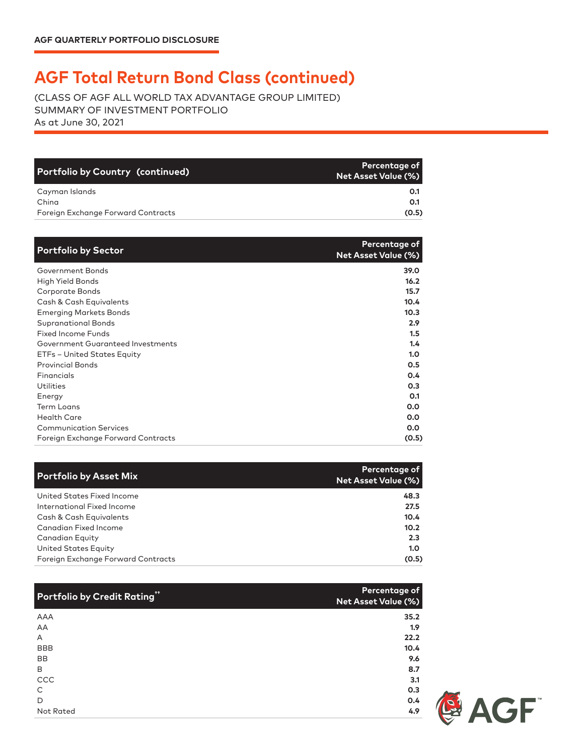# AGF Total Return Bond Class (continued)

(CLASS OF AGF ALL WORLD TAX ADVANTAGE GROUP LIMITED)
SUMMARY OF INVESTMENT PORTFOLIO
As at June 30, 2021

| Portfolio by Country (continued) | Percentage of Net Asset Value (%) |
|---|---|
| Cayman Islands | 0.1 |
| China | 0.1 |
| Foreign Exchange Forward Contracts | (0.5) |

| Portfolio by Sector | Percentage of Net Asset Value (%) |
|---|---|
| Government Bonds | 39.0 |
| High Yield Bonds | 16.2 |
| Corporate Bonds | 15.7 |
| Cash & Cash Equivalents | 10.4 |
| Emerging Markets Bonds | 10.3 |
| Supranational Bonds | 2.9 |
| Fixed Income Funds | 1.5 |
| Government Guaranteed Investments | 1.4 |
| ETFs – United States Equity | 1.0 |
| Provincial Bonds | 0.5 |
| Financials | 0.4 |
| Utilities | 0.3 |
| Energy | 0.1 |
| Term Loans | 0.0 |
| Health Care | 0.0 |
| Communication Services | 0.0 |
| Foreign Exchange Forward Contracts | (0.5) |

| Portfolio by Asset Mix | Percentage of Net Asset Value (%) |
|---|---|
| United States Fixed Income | 48.3 |
| International Fixed Income | 27.5 |
| Cash & Cash Equivalents | 10.4 |
| Canadian Fixed Income | 10.2 |
| Canadian Equity | 2.3 |
| United States Equity | 1.0 |
| Foreign Exchange Forward Contracts | (0.5) |

| Portfolio by Credit Rating†† | Percentage of Net Asset Value (%) |
|---|---|
| AAA | 35.2 |
| AA | 1.9 |
| A | 22.2 |
| BBB | 10.4 |
| BB | 9.6 |
| B | 8.7 |
| CCC | 3.1 |
| C | 0.3 |
| D | 0.4 |
| Not Rated | 4.9 |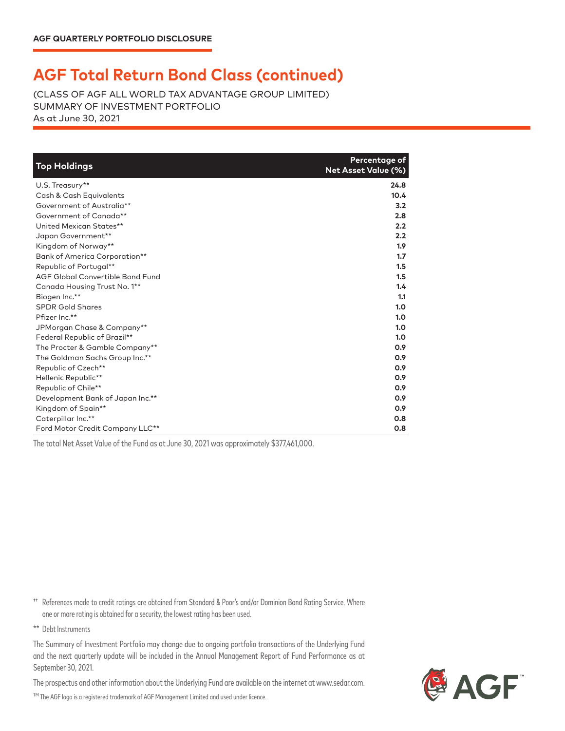**AGF QUARTERLY PORTFOLIO DISCLOSURE**

# AGF Total Return Bond Class (continued)

(CLASS OF AGF ALL WORLD TAX ADVANTAGE GROUP LIMITED)
SUMMARY OF INVESTMENT PORTFOLIO
As at June 30, 2021

| Top Holdings | Percentage of Net Asset Value (%) |
|---|---|
| U.S. Treasury** | 24.8 |
| Cash & Cash Equivalents | 10.4 |
| Government of Australia** | 3.2 |
| Government of Canada** | 2.8 |
| United Mexican States** | 2.2 |
| Japan Government** | 2.2 |
| Kingdom of Norway** | 1.9 |
| Bank of America Corporation** | 1.7 |
| Republic of Portugal** | 1.5 |
| AGF Global Convertible Bond Fund | 1.5 |
| Canada Housing Trust No. 1** | 1.4 |
| Biogen Inc.** | 1.1 |
| SPDR Gold Shares | 1.0 |
| Pfizer Inc.** | 1.0 |
| JPMorgan Chase & Company** | 1.0 |
| Federal Republic of Brazil** | 1.0 |
| The Procter & Gamble Company** | 0.9 |
| The Goldman Sachs Group Inc.** | 0.9 |
| Republic of Czech** | 0.9 |
| Hellenic Republic** | 0.9 |
| Republic of Chile** | 0.9 |
| Development Bank of Japan Inc.** | 0.9 |
| Kingdom of Spain** | 0.9 |
| Caterpillar Inc.** | 0.8 |
| Ford Motor Credit Company LLC** | 0.8 |

The total Net Asset Value of the Fund as at June 30, 2021 was approximately $377,461,000.

†† References made to credit ratings are obtained from Standard & Poor's and/or Dominion Bond Rating Service. Where one or more rating is obtained for a security, the lowest rating has been used.

** Debt Instruments

The Summary of Investment Portfolio may change due to ongoing portfolio transactions of the Underlying Fund and the next quarterly update will be included in the Annual Management Report of Fund Performance as at September 30, 2021.

The prospectus and other information about the Underlying Fund are available on the internet at www.sedar.com.

TM The AGF logo is a registered trademark of AGF Management Limited and used under licence.